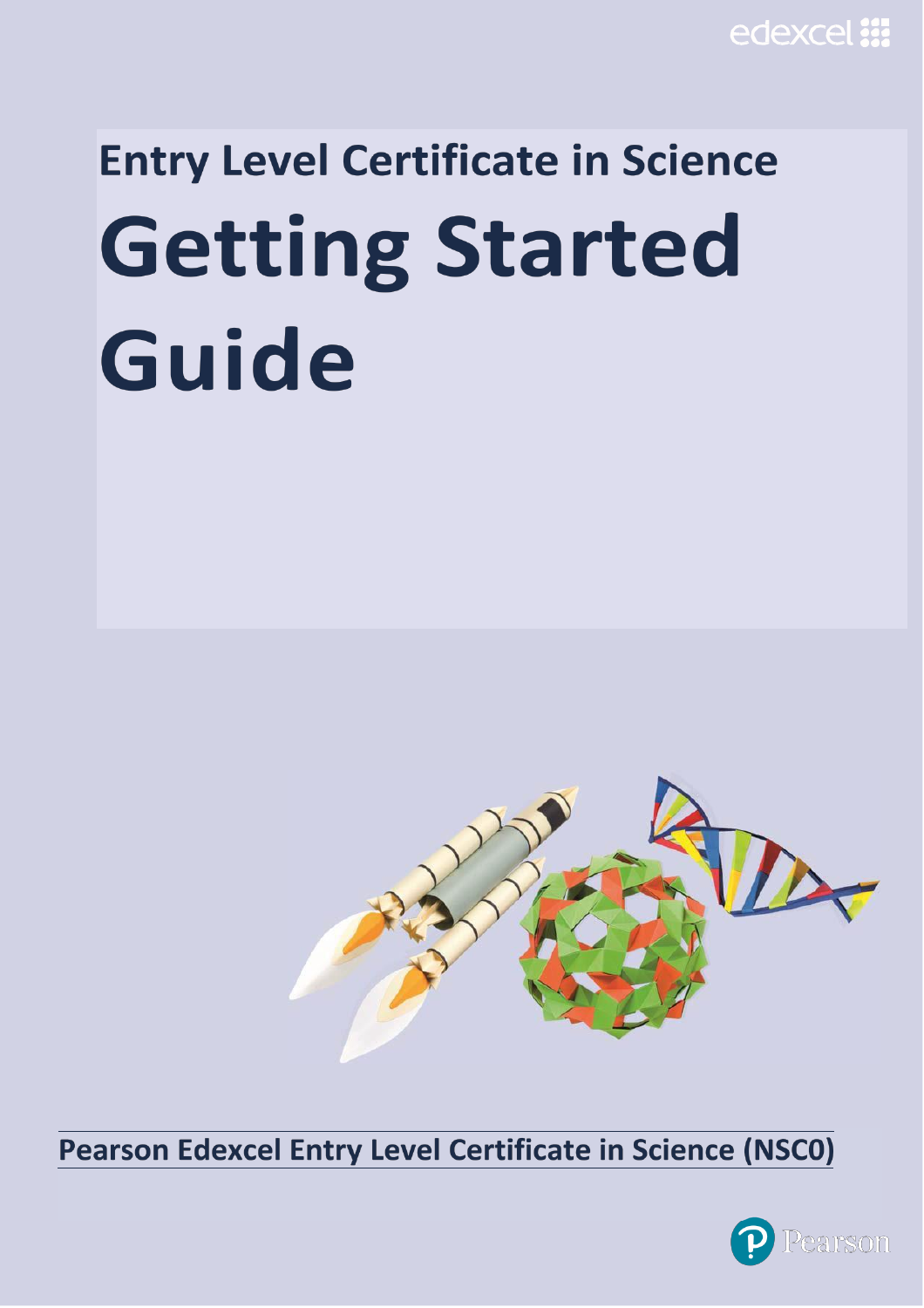edexcel

# Entry Level Certificate in Science

# Getting Started Guide

**Pearson Edexcel Entry Level Certificate in Science (NSC0)**

Pearson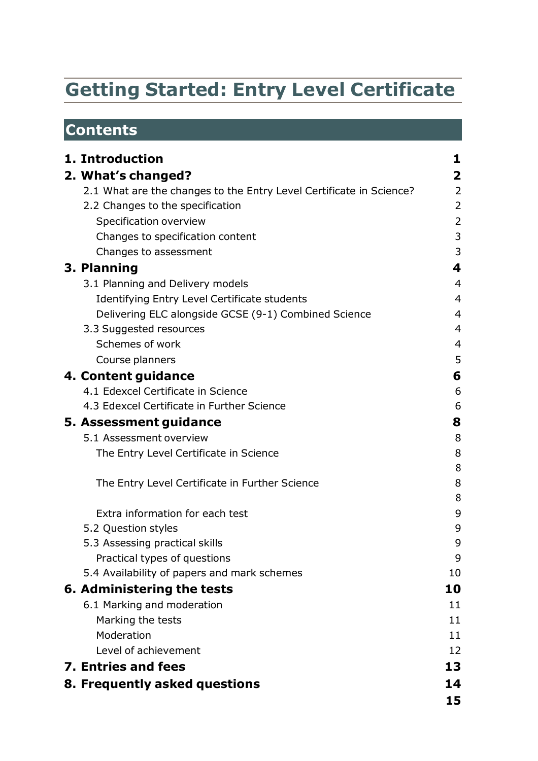# Getting Started: Entry Level Certificate

## Contents

| | |
|---|---|
| **1. Introduction** | **1** |
| **2. What's changed?** | **2** |
| 2.1 What are the changes to the Entry Level Certificate in Science? | 2 |
| 2.2 Changes to the specification | 2 |
| Specification overview | 2 |
| Changes to specification content | 3 |
| Changes to assessment | 3 |
| **3. Planning** | **4** |
| 3.1 Planning and Delivery models | 4 |
| Identifying Entry Level Certificate students | 4 |
| Delivering ELC alongside GCSE (9-1) Combined Science | 4 |
| 3.3 Suggested resources | 4 |
| Schemes of work | 4 |
| Course planners | 5 |
| **4. Content guidance** | **6** |
| 4.1 Edexcel Certificate in Science | 6 |
| 4.3 Edexcel Certificate in Further Science | 6 |
| **5. Assessment guidance** | **8** |
| 5.1 Assessment overview | 8 |
| The Entry Level Certificate in Science | 8 |
| | 8 |
| The Entry Level Certificate in Further Science | 8 |
| | 8 |
| Extra information for each test | 9 |
| 5.2 Question styles | 9 |
| 5.3 Assessing practical skills | 9 |
| Practical types of questions | 9 |
| 5.4 Availability of papers and mark schemes | 10 |
| **6. Administering the tests** | **10** |
| 6.1 Marking and moderation | 11 |
| Marking the tests | 11 |
| Moderation | 11 |
| Level of achievement | 12 |
| **7. Entries and fees** | **13** |
| **8. Frequently asked questions** | **14** |
| | **15** |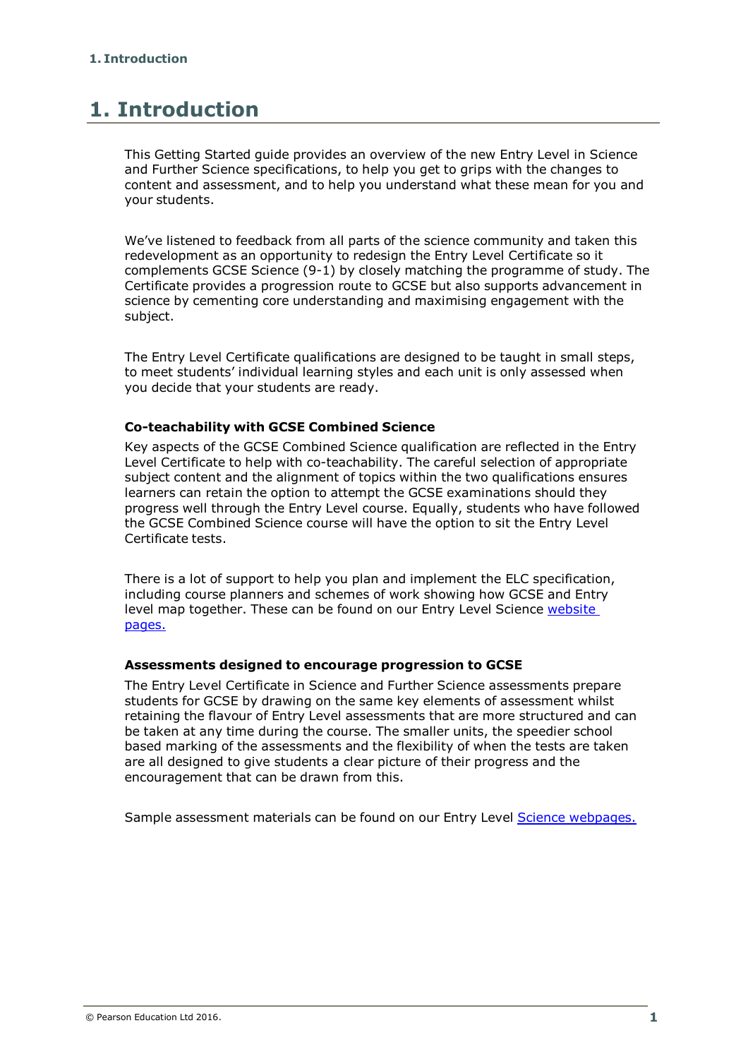# 1. Introduction

This Getting Started guide provides an overview of the new Entry Level in Science and Further Science specifications, to help you get to grips with the changes to content and assessment, and to help you understand what these mean for you and your students.

We've listened to feedback from all parts of the science community and taken this redevelopment as an opportunity to redesign the Entry Level Certificate so it complements GCSE Science (9-1) by closely matching the programme of study. The Certificate provides a progression route to GCSE but also supports advancement in science by cementing core understanding and maximising engagement with the subject.

The Entry Level Certificate qualifications are designed to be taught in small steps, to meet students' individual learning styles and each unit is only assessed when you decide that your students are ready.

**Co-teachability with GCSE Combined Science**

Key aspects of the GCSE Combined Science qualification are reflected in the Entry Level Certificate to help with co-teachability. The careful selection of appropriate subject content and the alignment of topics within the two qualifications ensures learners can retain the option to attempt the GCSE examinations should they progress well through the Entry Level course. Equally, students who have followed the GCSE Combined Science course will have the option to sit the Entry Level Certificate tests.

There is a lot of support to help you plan and implement the ELC specification, including course planners and schemes of work showing how GCSE and Entry level map together. These can be found on our Entry Level Science website pages.

**Assessments designed to encourage progression to GCSE**

The Entry Level Certificate in Science and Further Science assessments prepare students for GCSE by drawing on the same key elements of assessment whilst retaining the flavour of Entry Level assessments that are more structured and can be taken at any time during the course. The smaller units, the speedier school based marking of the assessments and the flexibility of when the tests are taken are all designed to give students a clear picture of their progress and the encouragement that can be drawn from this.

Sample assessment materials can be found on our Entry Level Science webpages.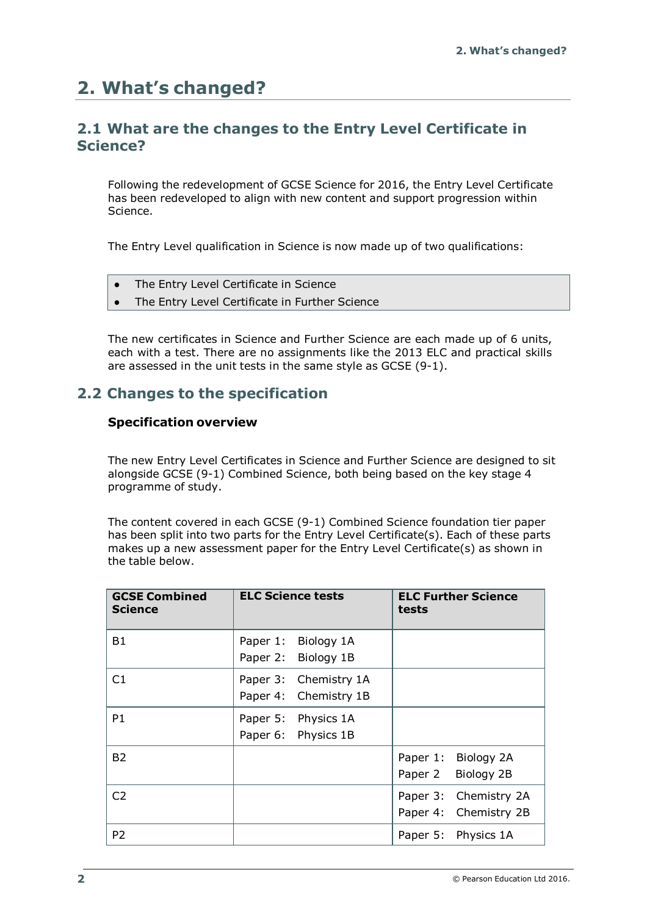# 2. What's changed?

## 2.1 What are the changes to the Entry Level Certificate in Science?

Following the redevelopment of GCSE Science for 2016, the Entry Level Certificate has been redeveloped to align with new content and support progression within Science.

The Entry Level qualification in Science is now made up of two qualifications:

- The Entry Level Certificate in Science
- The Entry Level Certificate in Further Science

The new certificates in Science and Further Science are each made up of 6 units, each with a test. There are no assignments like the 2013 ELC and practical skills are assessed in the unit tests in the same style as GCSE (9-1).

## 2.2 Changes to the specification

### Specification overview

The new Entry Level Certificates in Science and Further Science are designed to sit alongside GCSE (9-1) Combined Science, both being based on the key stage 4 programme of study.

The content covered in each GCSE (9-1) Combined Science foundation tier paper has been split into two parts for the Entry Level Certificate(s). Each of these parts makes up a new assessment paper for the Entry Level Certificate(s) as shown in the table below.

| GCSE Combined Science | ELC Science tests | ELC Further Science tests |
|---|---|---|
| B1 | Paper 1: Biology 1A<br>Paper 2: Biology 1B | |
| C1 | Paper 3: Chemistry 1A<br>Paper 4: Chemistry 1B | |
| P1 | Paper 5: Physics 1A<br>Paper 6: Physics 1B | |
| B2 | | Paper 1: Biology 2A<br>Paper 2 Biology 2B |
| C2 | | Paper 3: Chemistry 2A<br>Paper 4: Chemistry 2B |
| P2 | | Paper 5: Physics 1A |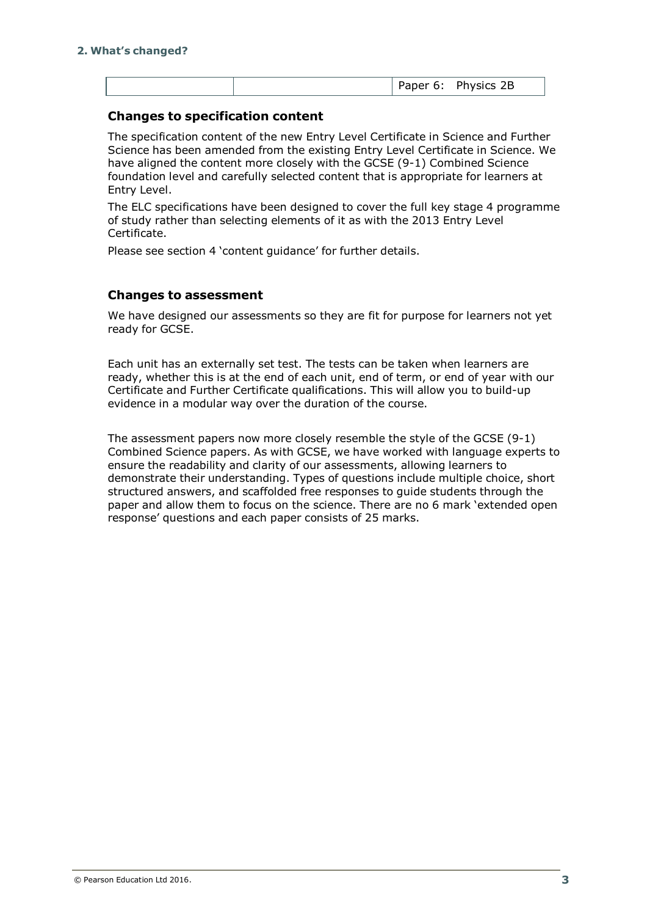| | | Paper 6: Physics 2B |
|---|---|---|

### Changes to specification content

The specification content of the new Entry Level Certificate in Science and Further Science has been amended from the existing Entry Level Certificate in Science. We have aligned the content more closely with the GCSE (9-1) Combined Science foundation level and carefully selected content that is appropriate for learners at Entry Level.

The ELC specifications have been designed to cover the full key stage 4 programme of study rather than selecting elements of it as with the 2013 Entry Level Certificate.

Please see section 4 'content guidance' for further details.

### Changes to assessment

We have designed our assessments so they are fit for purpose for learners not yet ready for GCSE.

Each unit has an externally set test. The tests can be taken when learners are ready, whether this is at the end of each unit, end of term, or end of year with our Certificate and Further Certificate qualifications. This will allow you to build-up evidence in a modular way over the duration of the course.

The assessment papers now more closely resemble the style of the GCSE (9-1) Combined Science papers. As with GCSE, we have worked with language experts to ensure the readability and clarity of our assessments, allowing learners to demonstrate their understanding. Types of questions include multiple choice, short structured answers, and scaffolded free responses to guide students through the paper and allow them to focus on the science. There are no 6 mark 'extended open response' questions and each paper consists of 25 marks.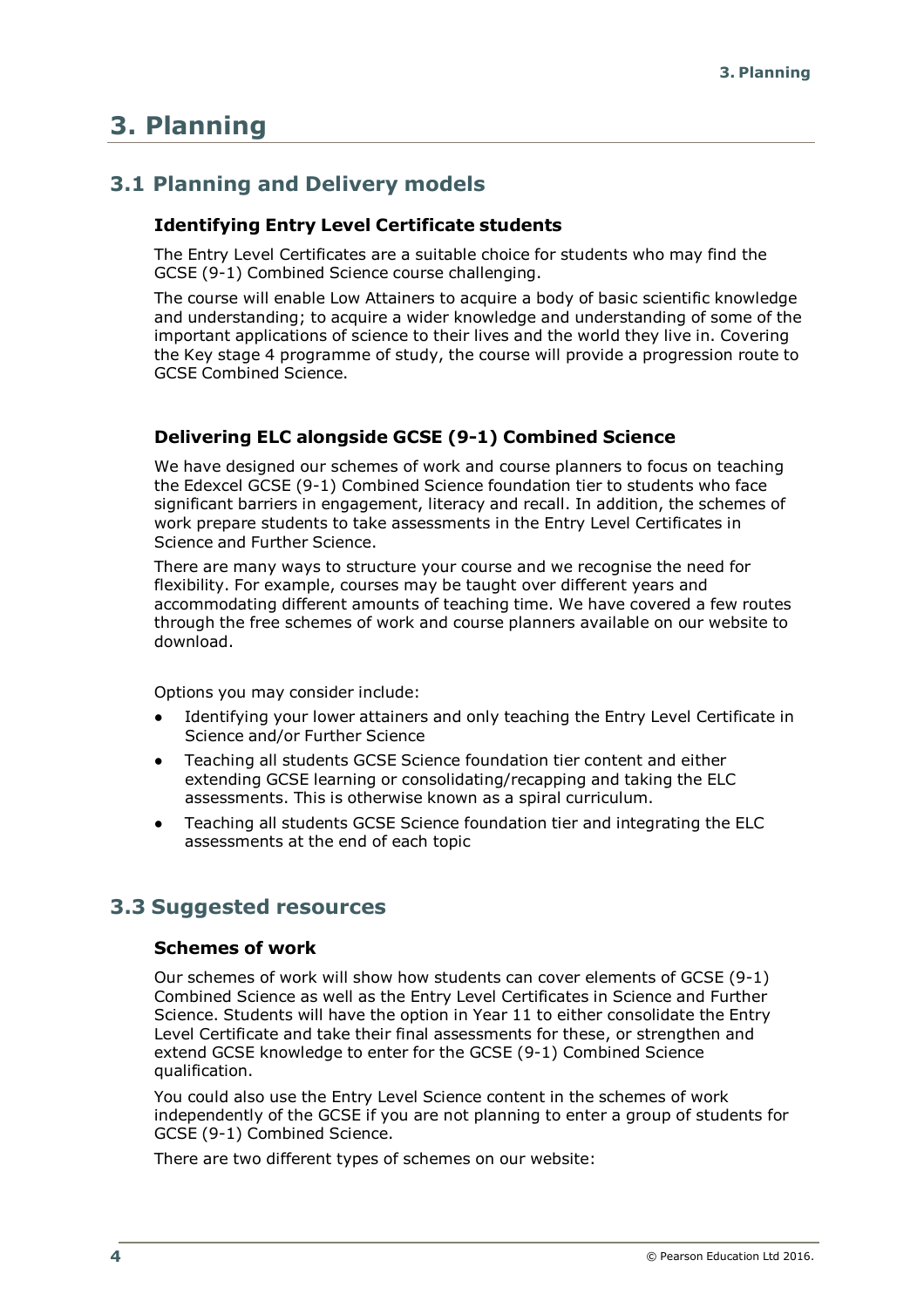# 3. Planning

## 3.1 Planning and Delivery models

### Identifying Entry Level Certificate students

The Entry Level Certificates are a suitable choice for students who may find the GCSE (9-1) Combined Science course challenging.

The course will enable Low Attainers to acquire a body of basic scientific knowledge and understanding; to acquire a wider knowledge and understanding of some of the important applications of science to their lives and the world they live in. Covering the Key stage 4 programme of study, the course will provide a progression route to GCSE Combined Science.

### Delivering ELC alongside GCSE (9-1) Combined Science

We have designed our schemes of work and course planners to focus on teaching the Edexcel GCSE (9-1) Combined Science foundation tier to students who face significant barriers in engagement, literacy and recall. In addition, the schemes of work prepare students to take assessments in the Entry Level Certificates in Science and Further Science.

There are many ways to structure your course and we recognise the need for flexibility. For example, courses may be taught over different years and accommodating different amounts of teaching time. We have covered a few routes through the free schemes of work and course planners available on our website to download.

Options you may consider include:

- Identifying your lower attainers and only teaching the Entry Level Certificate in Science and/or Further Science
- Teaching all students GCSE Science foundation tier content and either extending GCSE learning or consolidating/recapping and taking the ELC assessments. This is otherwise known as a spiral curriculum.
- Teaching all students GCSE Science foundation tier and integrating the ELC assessments at the end of each topic

## 3.3 Suggested resources

### Schemes of work

Our schemes of work will show how students can cover elements of GCSE (9-1) Combined Science as well as the Entry Level Certificates in Science and Further Science. Students will have the option in Year 11 to either consolidate the Entry Level Certificate and take their final assessments for these, or strengthen and extend GCSE knowledge to enter for the GCSE (9-1) Combined Science qualification.

You could also use the Entry Level Science content in the schemes of work independently of the GCSE if you are not planning to enter a group of students for GCSE (9-1) Combined Science.

There are two different types of schemes on our website: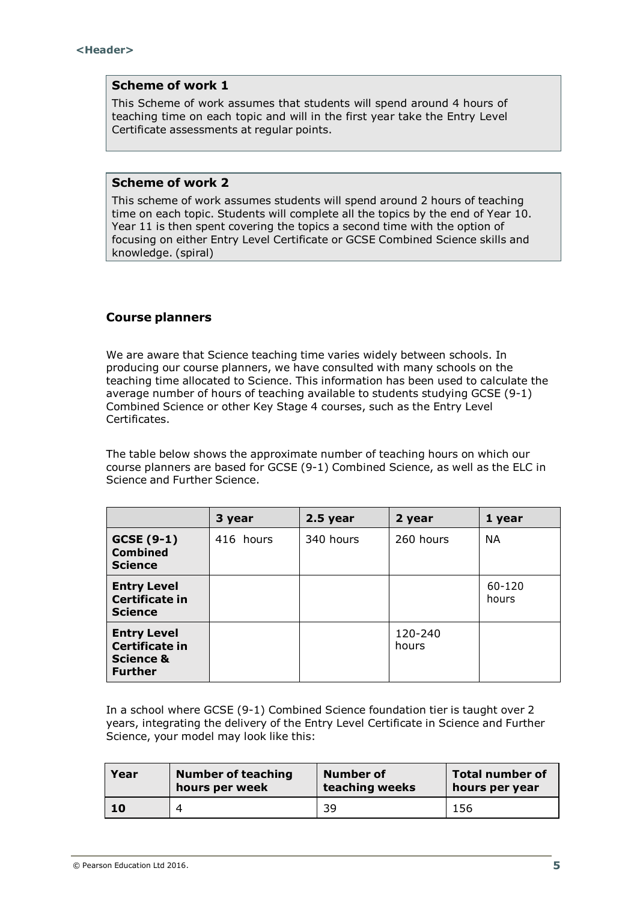**Scheme of work 1**

This Scheme of work assumes that students will spend around 4 hours of teaching time on each topic and will in the first year take the Entry Level Certificate assessments at regular points.

**Scheme of work 2**

This scheme of work assumes students will spend around 2 hours of teaching time on each topic. Students will complete all the topics by the end of Year 10. Year 11 is then spent covering the topics a second time with the option of focusing on either Entry Level Certificate or GCSE Combined Science skills and knowledge. (spiral)

### Course planners

We are aware that Science teaching time varies widely between schools. In producing our course planners, we have consulted with many schools on the teaching time allocated to Science. This information has been used to calculate the average number of hours of teaching available to students studying GCSE (9-1) Combined Science or other Key Stage 4 courses, such as the Entry Level Certificates.

The table below shows the approximate number of teaching hours on which our course planners are based for GCSE (9-1) Combined Science, as well as the ELC in Science and Further Science.

| | 3 year | 2.5 year | 2 year | 1 year |
|---|---|---|---|---|
| **GCSE (9-1) Combined Science** | 416 hours | 340 hours | 260 hours | NA |
| **Entry Level Certificate in Science** | | | | 60-120 hours |
| **Entry Level Certificate in Science & Further** | | | 120-240 hours | |

In a school where GCSE (9-1) Combined Science foundation tier is taught over 2 years, integrating the delivery of the Entry Level Certificate in Science and Further Science, your model may look like this:

| Year | Number of teaching hours per week | Number of teaching weeks | Total number of hours per year |
|---|---|---|---|
| **10** | 4 | 39 | 156 |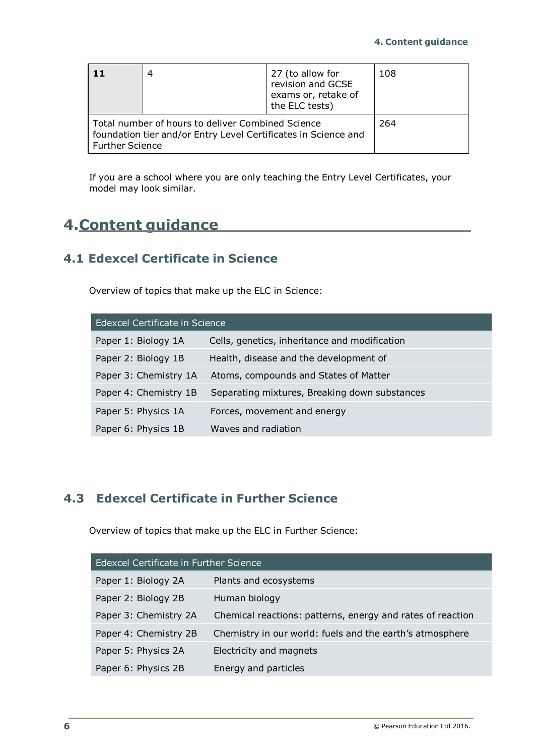| **11** | 4 | 27 (to allow for revision and GCSE exams or, retake of the ELC tests) | 108 |
|---|---|---|---|
| Total number of hours to deliver Combined Science foundation tier and/or Entry Level Certificates in Science and Further Science | | | 264 |

If you are a school where you are only teaching the Entry Level Certificates, your model may look similar.

# 4. Content guidance

## 4.1 Edexcel Certificate in Science

Overview of topics that make up the ELC in Science:

| Edexcel Certificate in Science | |
|---|---|
| Paper 1: Biology 1A | Cells, genetics, inheritance and modification |
| Paper 2: Biology 1B | Health, disease and the development of |
| Paper 3: Chemistry 1A | Atoms, compounds and States of Matter |
| Paper 4: Chemistry 1B | Separating mixtures, Breaking down substances |
| Paper 5: Physics 1A | Forces, movement and energy |
| Paper 6: Physics 1B | Waves and radiation |

## 4.3 Edexcel Certificate in Further Science

Overview of topics that make up the ELC in Further Science:

| Edexcel Certificate in Further Science | |
|---|---|
| Paper 1: Biology 2A | Plants and ecosystems |
| Paper 2: Biology 2B | Human biology |
| Paper 3: Chemistry 2A | Chemical reactions: patterns, energy and rates of reaction |
| Paper 4: Chemistry 2B | Chemistry in our world: fuels and the earth's atmosphere |
| Paper 5: Physics 2A | Electricity and magnets |
| Paper 6: Physics 2B | Energy and particles |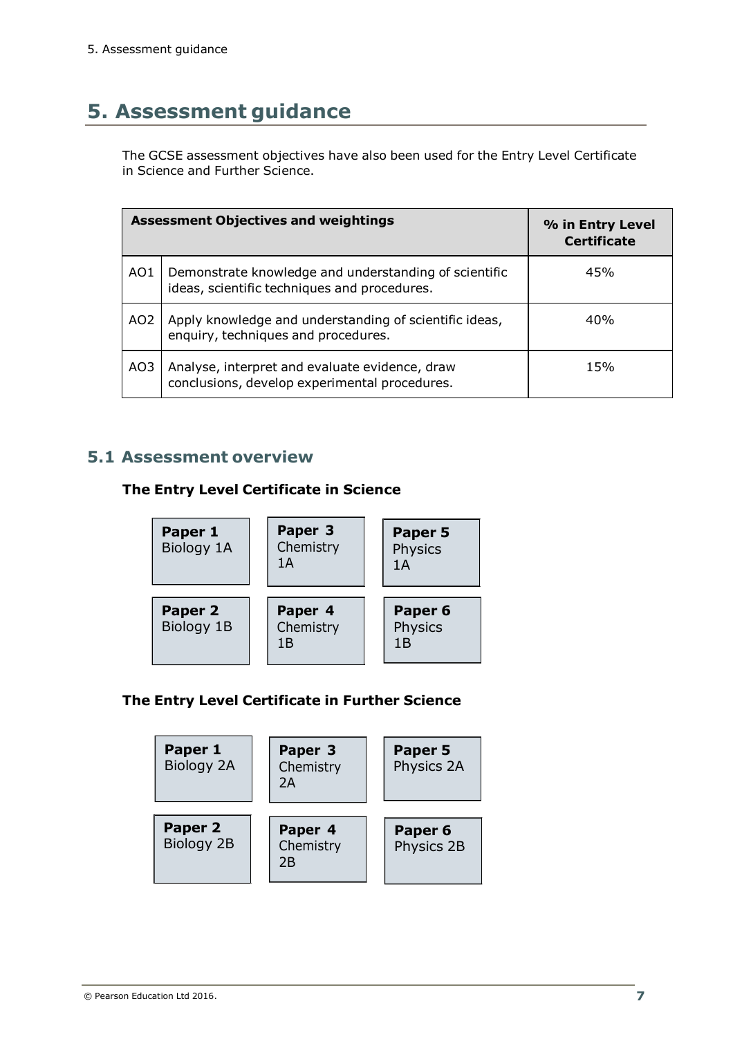# 5. Assessment guidance

The GCSE assessment objectives have also been used for the Entry Level Certificate in Science and Further Science.

| Assessment Objectives and weightings | | % in Entry Level Certificate |
|---|---|---|
| AO1 | Demonstrate knowledge and understanding of scientific ideas, scientific techniques and procedures. | 45% |
| AO2 | Apply knowledge and understanding of scientific ideas, enquiry, techniques and procedures. | 40% |
| AO3 | Analyse, interpret and evaluate evidence, draw conclusions, develop experimental procedures. | 15% |

## 5.1 Assessment overview

**The Entry Level Certificate in Science**

| | | |
|---|---|---|
| **Paper 1** Biology 1A | **Paper 3** Chemistry 1A | **Paper 5** Physics 1A |
| **Paper 2** Biology 1B | **Paper 4** Chemistry 1B | **Paper 6** Physics 1B |

**The Entry Level Certificate in Further Science**

| | | |
|---|---|---|
| **Paper 1** Biology 2A | **Paper 3** Chemistry 2A | **Paper 5** Physics 2A |
| **Paper 2** Biology 2B | **Paper 4** Chemistry 2B | **Paper 6** Physics 2B |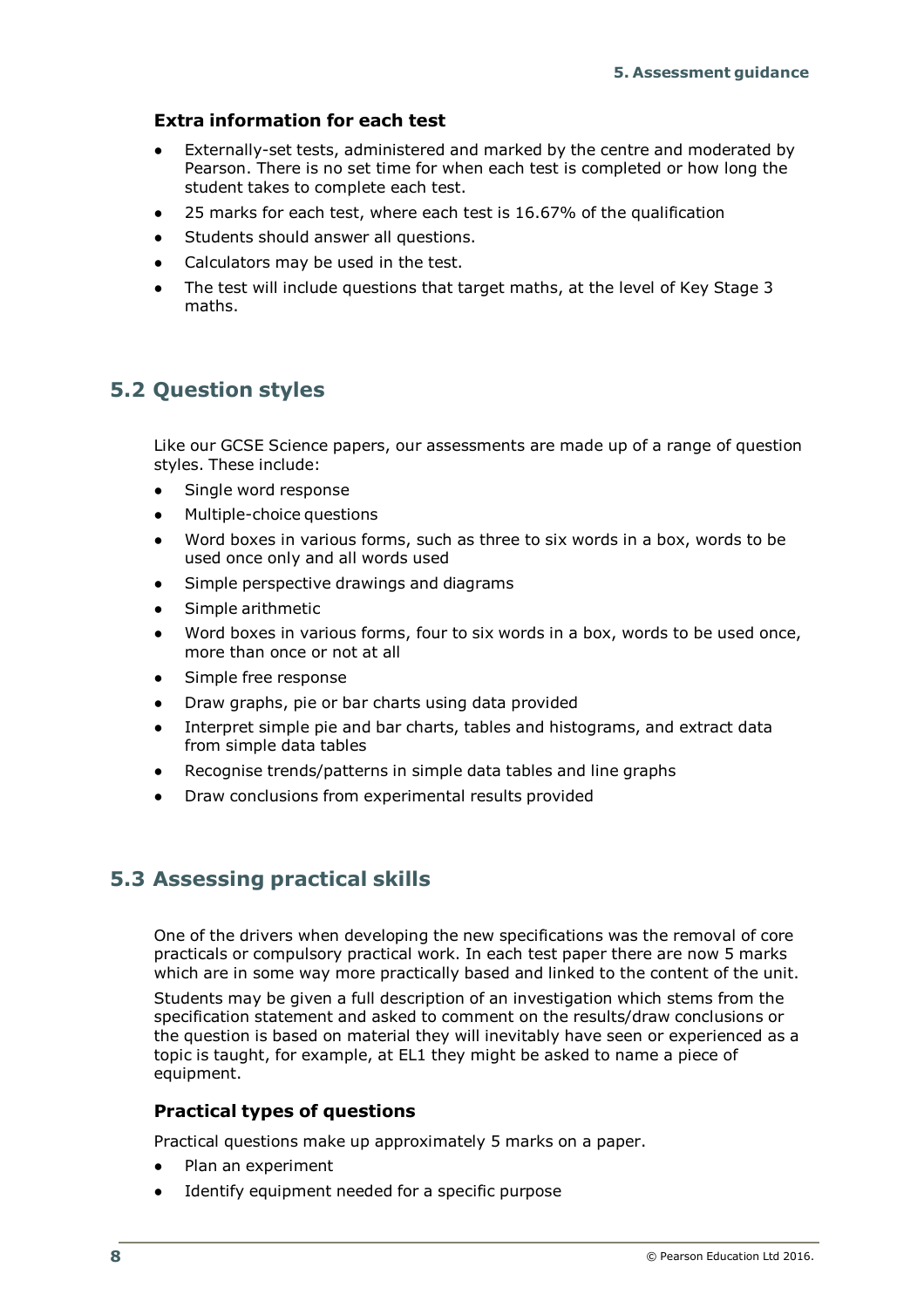### Extra information for each test

- Externally-set tests, administered and marked by the centre and moderated by Pearson. There is no set time for when each test is completed or how long the student takes to complete each test.
- 25 marks for each test, where each test is 16.67% of the qualification
- Students should answer all questions.
- Calculators may be used in the test.
- The test will include questions that target maths, at the level of Key Stage 3 maths.

## 5.2 Question styles

Like our GCSE Science papers, our assessments are made up of a range of question styles. These include:

- Single word response
- Multiple-choice questions
- Word boxes in various forms, such as three to six words in a box, words to be used once only and all words used
- Simple perspective drawings and diagrams
- Simple arithmetic
- Word boxes in various forms, four to six words in a box, words to be used once, more than once or not at all
- Simple free response
- Draw graphs, pie or bar charts using data provided
- Interpret simple pie and bar charts, tables and histograms, and extract data from simple data tables
- Recognise trends/patterns in simple data tables and line graphs
- Draw conclusions from experimental results provided

## 5.3 Assessing practical skills

One of the drivers when developing the new specifications was the removal of core practicals or compulsory practical work. In each test paper there are now 5 marks which are in some way more practically based and linked to the content of the unit.

Students may be given a full description of an investigation which stems from the specification statement and asked to comment on the results/draw conclusions or the question is based on material they will inevitably have seen or experienced as a topic is taught, for example, at EL1 they might be asked to name a piece of equipment.

### Practical types of questions

Practical questions make up approximately 5 marks on a paper.

- Plan an experiment
- Identify equipment needed for a specific purpose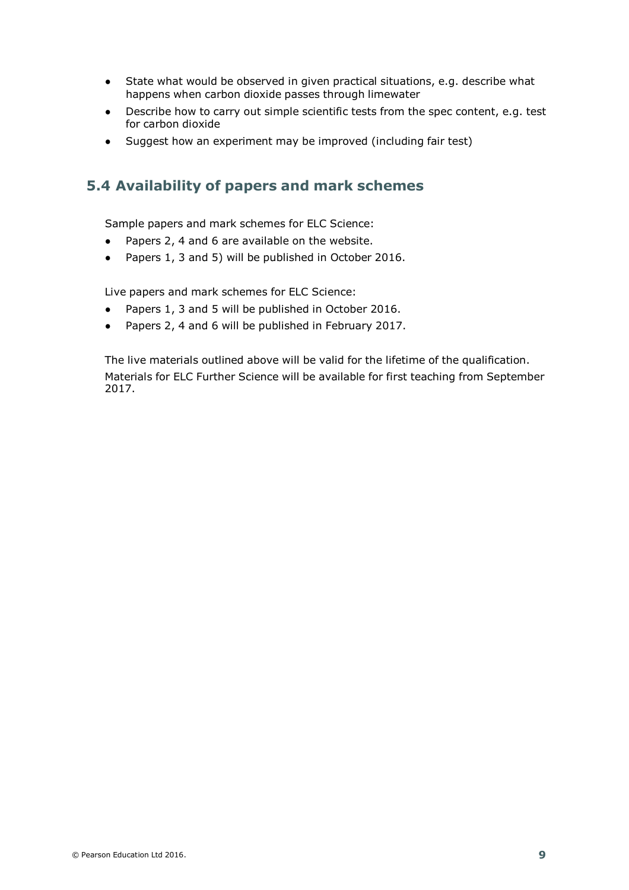- State what would be observed in given practical situations, e.g. describe what happens when carbon dioxide passes through limewater
- Describe how to carry out simple scientific tests from the spec content, e.g. test for carbon dioxide
- Suggest how an experiment may be improved (including fair test)

## 5.4 Availability of papers and mark schemes

Sample papers and mark schemes for ELC Science:

- Papers 2, 4 and 6 are available on the website.
- Papers 1, 3 and 5) will be published in October 2016.

Live papers and mark schemes for ELC Science:

- Papers 1, 3 and 5 will be published in October 2016.
- Papers 2, 4 and 6 will be published in February 2017.

The live materials outlined above will be valid for the lifetime of the qualification.
Materials for ELC Further Science will be available for first teaching from September 2017.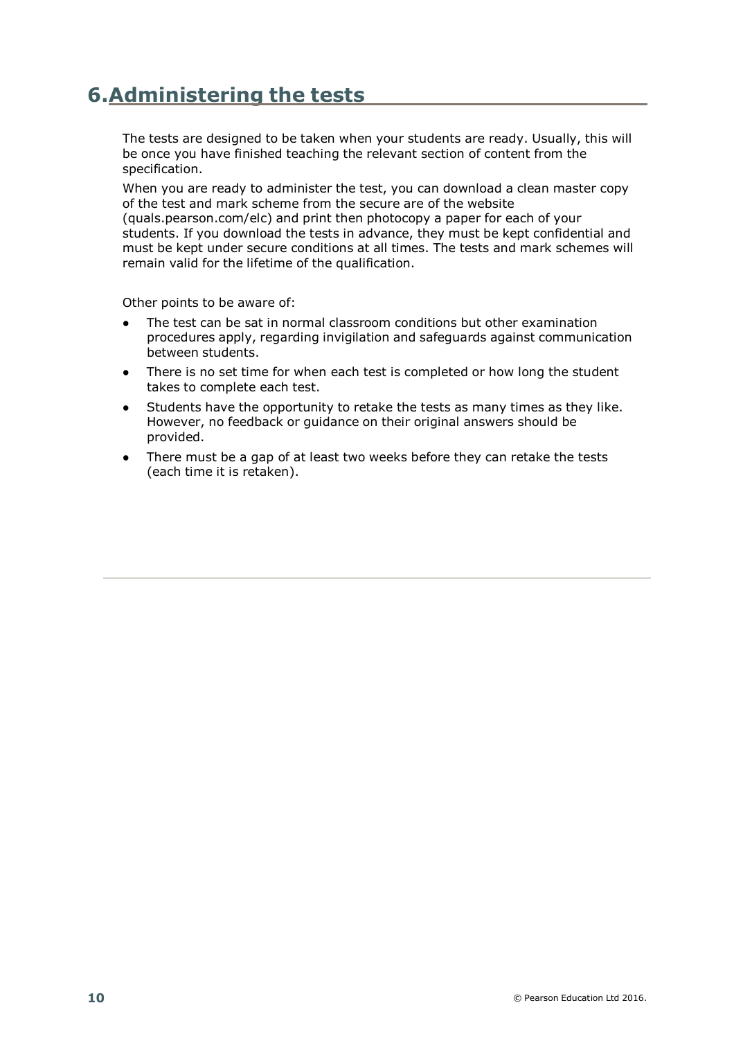# 6. Administering the tests

The tests are designed to be taken when your students are ready. Usually, this will be once you have finished teaching the relevant section of content from the specification.

When you are ready to administer the test, you can download a clean master copy of the test and mark scheme from the secure are of the website (quals.pearson.com/elc) and print then photocopy a paper for each of your students. If you download the tests in advance, they must be kept confidential and must be kept under secure conditions at all times. The tests and mark schemes will remain valid for the lifetime of the qualification.

Other points to be aware of:

- The test can be sat in normal classroom conditions but other examination procedures apply, regarding invigilation and safeguards against communication between students.
- There is no set time for when each test is completed or how long the student takes to complete each test.
- Students have the opportunity to retake the tests as many times as they like. However, no feedback or guidance on their original answers should be provided.
- There must be a gap of at least two weeks before they can retake the tests (each time it is retaken).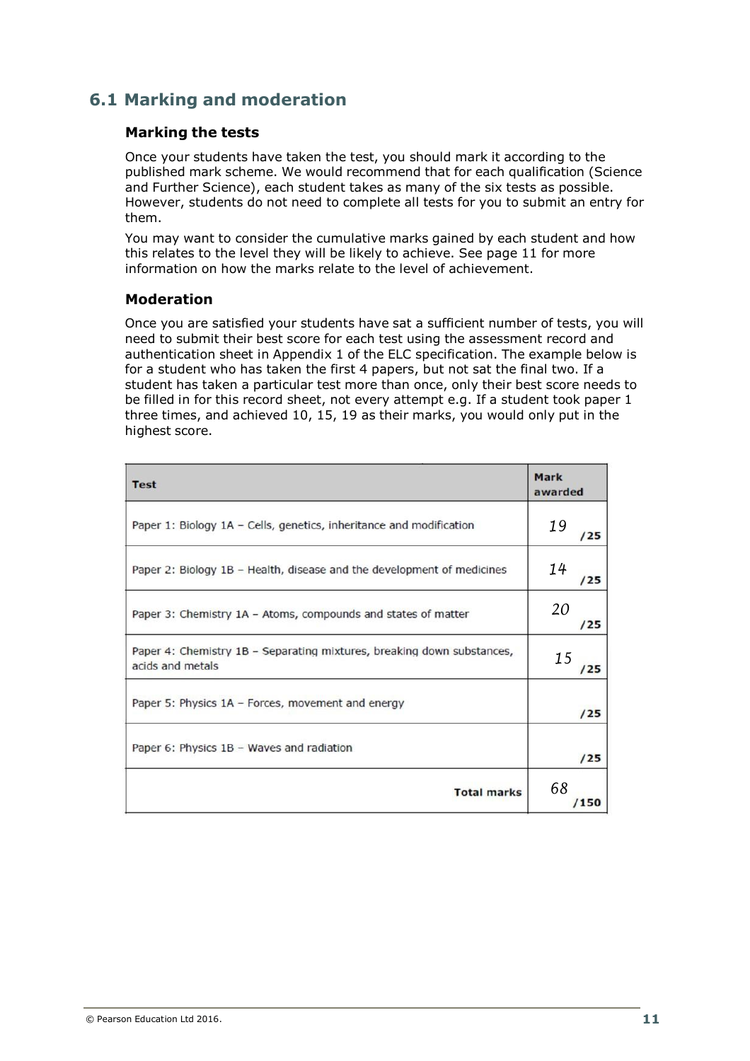## 6.1 Marking and moderation

### Marking the tests

Once your students have taken the test, you should mark it according to the published mark scheme. We would recommend that for each qualification (Science and Further Science), each student takes as many of the six tests as possible. However, students do not need to complete all tests for you to submit an entry for them.

You may want to consider the cumulative marks gained by each student and how this relates to the level they will be likely to achieve. See page 11 for more information on how the marks relate to the level of achievement.

### Moderation

Once you are satisfied your students have sat a sufficient number of tests, you will need to submit their best score for each test using the assessment record and authentication sheet in Appendix 1 of the ELC specification. The example below is for a student who has taken the first 4 papers, but not sat the final two. If a student has taken a particular test more than once, only their best score needs to be filled in for this record sheet, not every attempt e.g. If a student took paper 1 three times, and achieved 10, 15, 19 as their marks, you would only put in the highest score.

| Test | Mark awarded |
|---|---|
| Paper 1: Biology 1A – Cells, genetics, inheritance and modification | 19 /25 |
| Paper 2: Biology 1B – Health, disease and the development of medicines | 14 /25 |
| Paper 3: Chemistry 1A – Atoms, compounds and states of matter | 20 /25 |
| Paper 4: Chemistry 1B – Separating mixtures, breaking down substances, acids and metals | 15 /25 |
| Paper 5: Physics 1A – Forces, movement and energy | /25 |
| Paper 6: Physics 1B – Waves and radiation | /25 |
| **Total marks** | 68 /150 |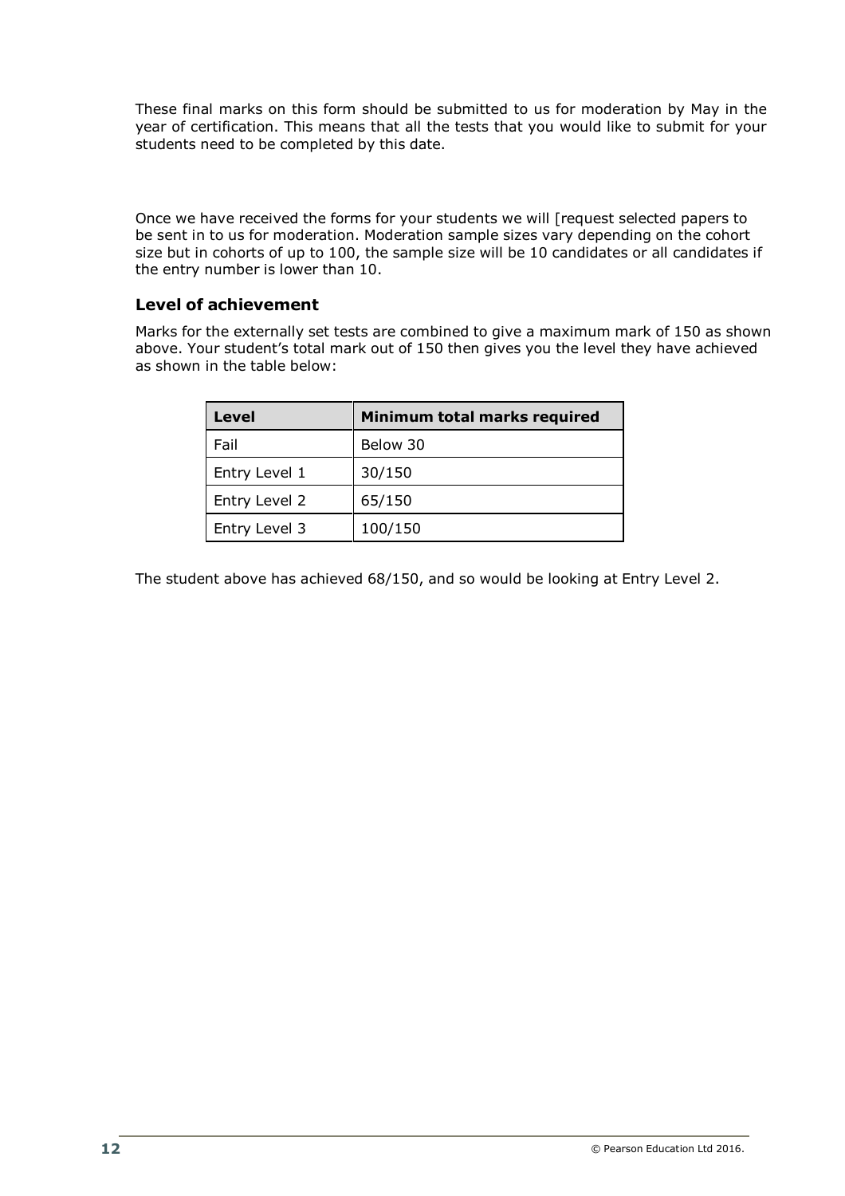These final marks on this form should be submitted to us for moderation by May in the year of certification. This means that all the tests that you would like to submit for your students need to be completed by this date.

Once we have received the forms for your students we will [request selected papers to be sent in to us for moderation. Moderation sample sizes vary depending on the cohort size but in cohorts of up to 100, the sample size will be 10 candidates or all candidates if the entry number is lower than 10.

### Level of achievement

Marks for the externally set tests are combined to give a maximum mark of 150 as shown above. Your student's total mark out of 150 then gives you the level they have achieved as shown in the table below:

| Level | Minimum total marks required |
|---|---|
| Fail | Below 30 |
| Entry Level 1 | 30/150 |
| Entry Level 2 | 65/150 |
| Entry Level 3 | 100/150 |

The student above has achieved 68/150, and so would be looking at Entry Level 2.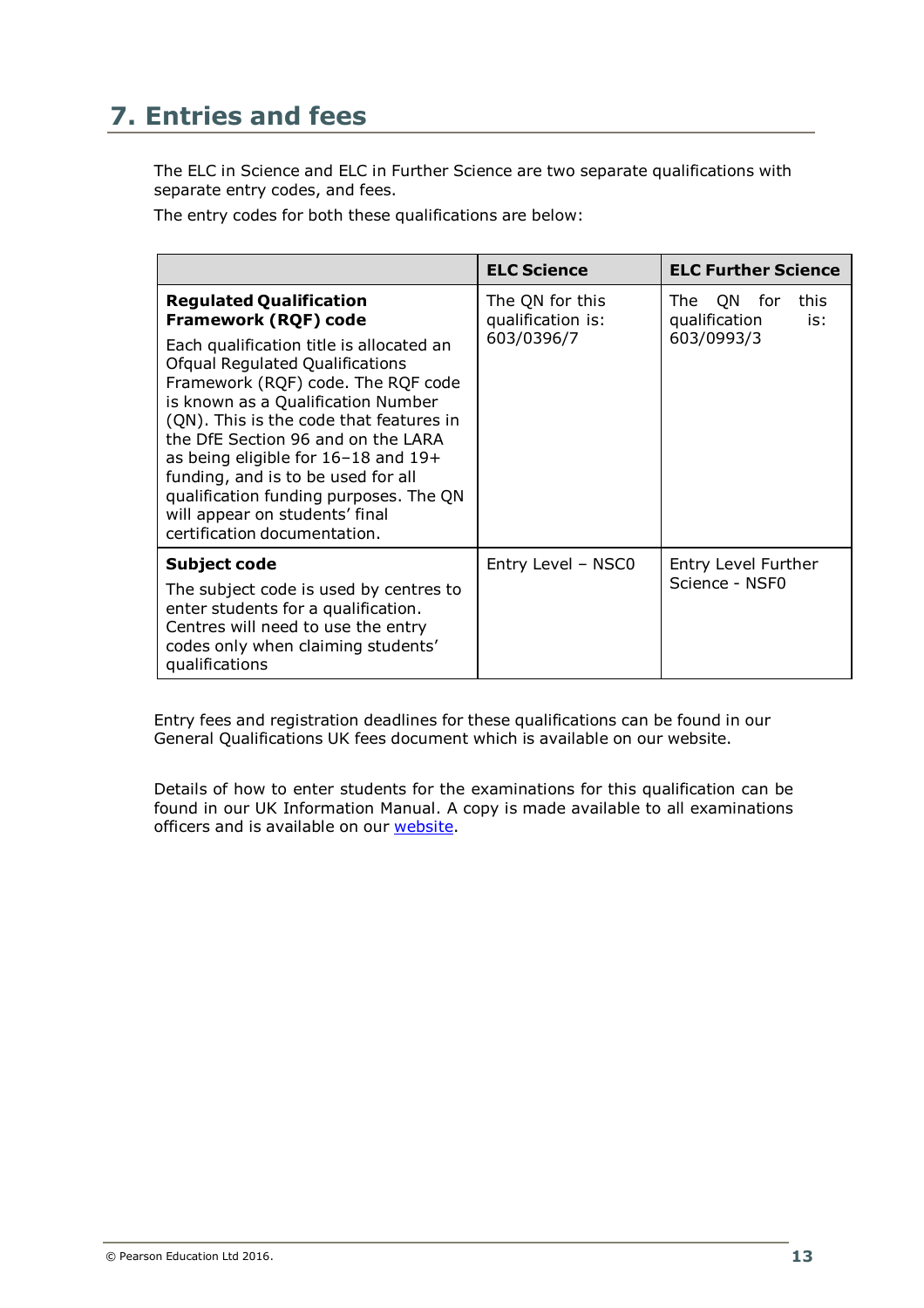# 7. Entries and fees

The ELC in Science and ELC in Further Science are two separate qualifications with separate entry codes, and fees.

The entry codes for both these qualifications are below:

| | **ELC Science** | **ELC Further Science** |
|---|---|---|
| **Regulated Qualification Framework (RQF) code**<br>Each qualification title is allocated an Ofqual Regulated Qualifications Framework (RQF) code. The RQF code is known as a Qualification Number (QN). This is the code that features in the DfE Section 96 and on the LARA as being eligible for 16–18 and 19+ funding, and is to be used for all qualification funding purposes. The QN will appear on students' final certification documentation. | The QN for this qualification is: 603/0396/7 | The QN for this qualification is: 603/0993/3 |
| **Subject code**<br>The subject code is used by centres to enter students for a qualification. Centres will need to use the entry codes only when claiming students' qualifications | Entry Level – NSC0 | Entry Level Further Science - NSF0 |

Entry fees and registration deadlines for these qualifications can be found in our General Qualifications UK fees document which is available on our website.

Details of how to enter students for the examinations for this qualification can be found in our UK Information Manual. A copy is made available to all examinations officers and is available on our website.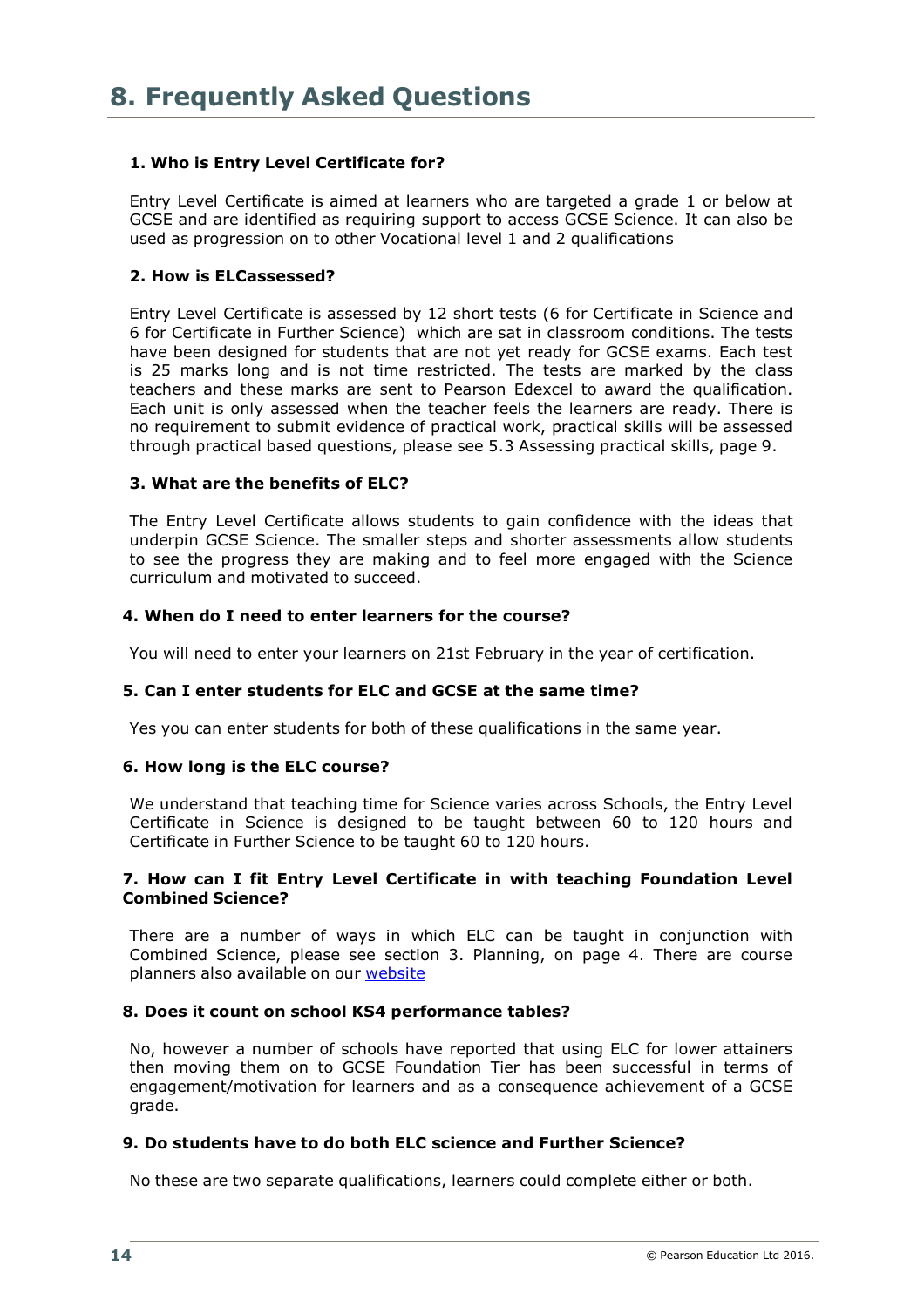# 8. Frequently Asked Questions

**1. Who is Entry Level Certificate for?**

Entry Level Certificate is aimed at learners who are targeted a grade 1 or below at GCSE and are identified as requiring support to access GCSE Science. It can also be used as progression on to other Vocational level 1 and 2 qualifications

**2. How is ELCassessed?**

Entry Level Certificate is assessed by 12 short tests (6 for Certificate in Science and 6 for Certificate in Further Science) which are sat in classroom conditions. The tests have been designed for students that are not yet ready for GCSE exams. Each test is 25 marks long and is not time restricted. The tests are marked by the class teachers and these marks are sent to Pearson Edexcel to award the qualification. Each unit is only assessed when the teacher feels the learners are ready. There is no requirement to submit evidence of practical work, practical skills will be assessed through practical based questions, please see 5.3 Assessing practical skills, page 9.

**3. What are the benefits of ELC?**

The Entry Level Certificate allows students to gain confidence with the ideas that underpin GCSE Science. The smaller steps and shorter assessments allow students to see the progress they are making and to feel more engaged with the Science curriculum and motivated to succeed.

**4. When do I need to enter learners for the course?**

You will need to enter your learners on 21st February in the year of certification.

**5. Can I enter students for ELC and GCSE at the same time?**

Yes you can enter students for both of these qualifications in the same year.

**6. How long is the ELC course?**

We understand that teaching time for Science varies across Schools, the Entry Level Certificate in Science is designed to be taught between 60 to 120 hours and Certificate in Further Science to be taught 60 to 120 hours.

**7. How can I fit Entry Level Certificate in with teaching Foundation Level Combined Science?**

There are a number of ways in which ELC can be taught in conjunction with Combined Science, please see section 3. Planning, on page 4. There are course planners also available on our website

**8. Does it count on school KS4 performance tables?**

No, however a number of schools have reported that using ELC for lower attainers then moving them on to GCSE Foundation Tier has been successful in terms of engagement/motivation for learners and as a consequence achievement of a GCSE grade.

**9. Do students have to do both ELC science and Further Science?**

No these are two separate qualifications, learners could complete either or both.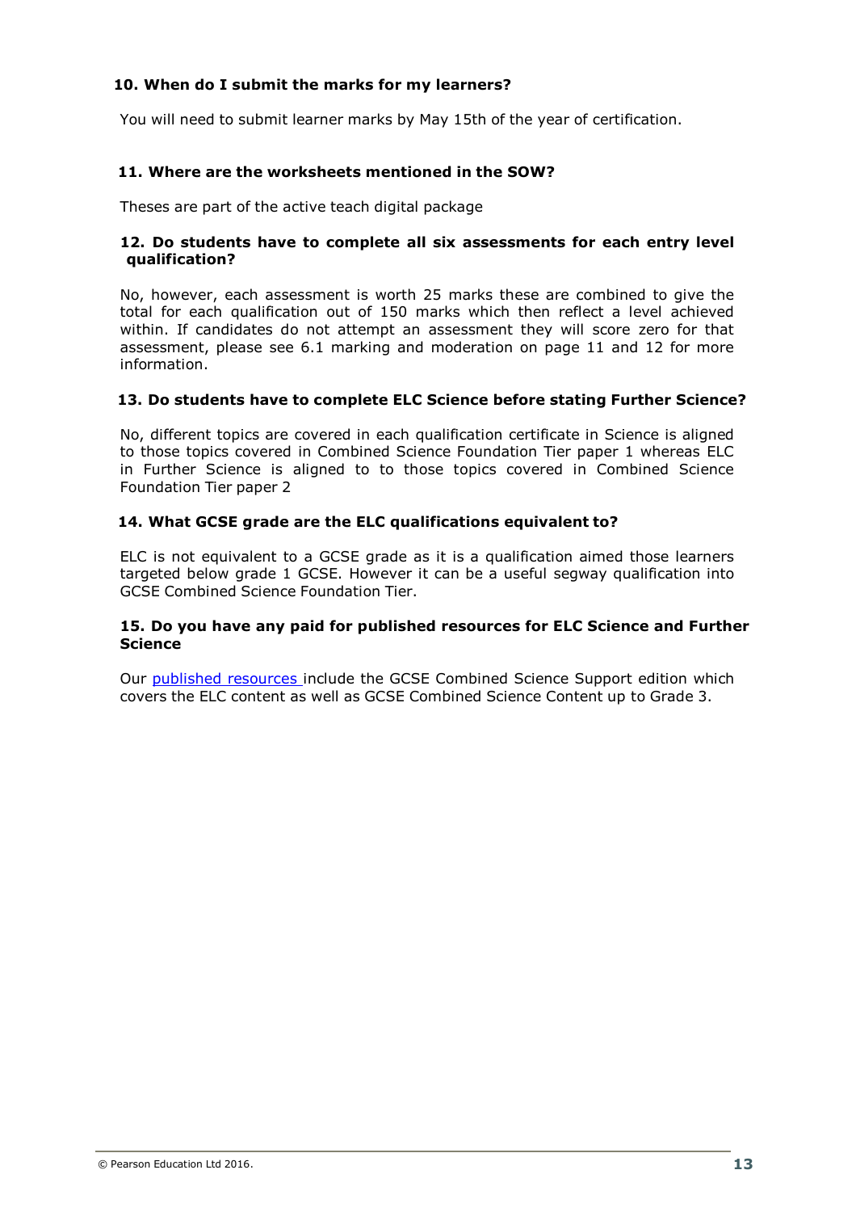**10. When do I submit the marks for my learners?**

You will need to submit learner marks by May 15th of the year of certification.

**11. Where are the worksheets mentioned in the SOW?**

Theses are part of the active teach digital package

**12. Do students have to complete all six assessments for each entry level qualification?**

No, however, each assessment is worth 25 marks these are combined to give the total for each qualification out of 150 marks which then reflect a level achieved within. If candidates do not attempt an assessment they will score zero for that assessment, please see 6.1 marking and moderation on page 11 and 12 for more information.

**13. Do students have to complete ELC Science before stating Further Science?**

No, different topics are covered in each qualification certificate in Science is aligned to those topics covered in Combined Science Foundation Tier paper 1 whereas ELC in Further Science is aligned to to those topics covered in Combined Science Foundation Tier paper 2

**14. What GCSE grade are the ELC qualifications equivalent to?**

ELC is not equivalent to a GCSE grade as it is a qualification aimed those learners targeted below grade 1 GCSE. However it can be a useful segway qualification into GCSE Combined Science Foundation Tier.

**15. Do you have any paid for published resources for ELC Science and Further Science**

Our published resources include the GCSE Combined Science Support edition which covers the ELC content as well as GCSE Combined Science Content up to Grade 3.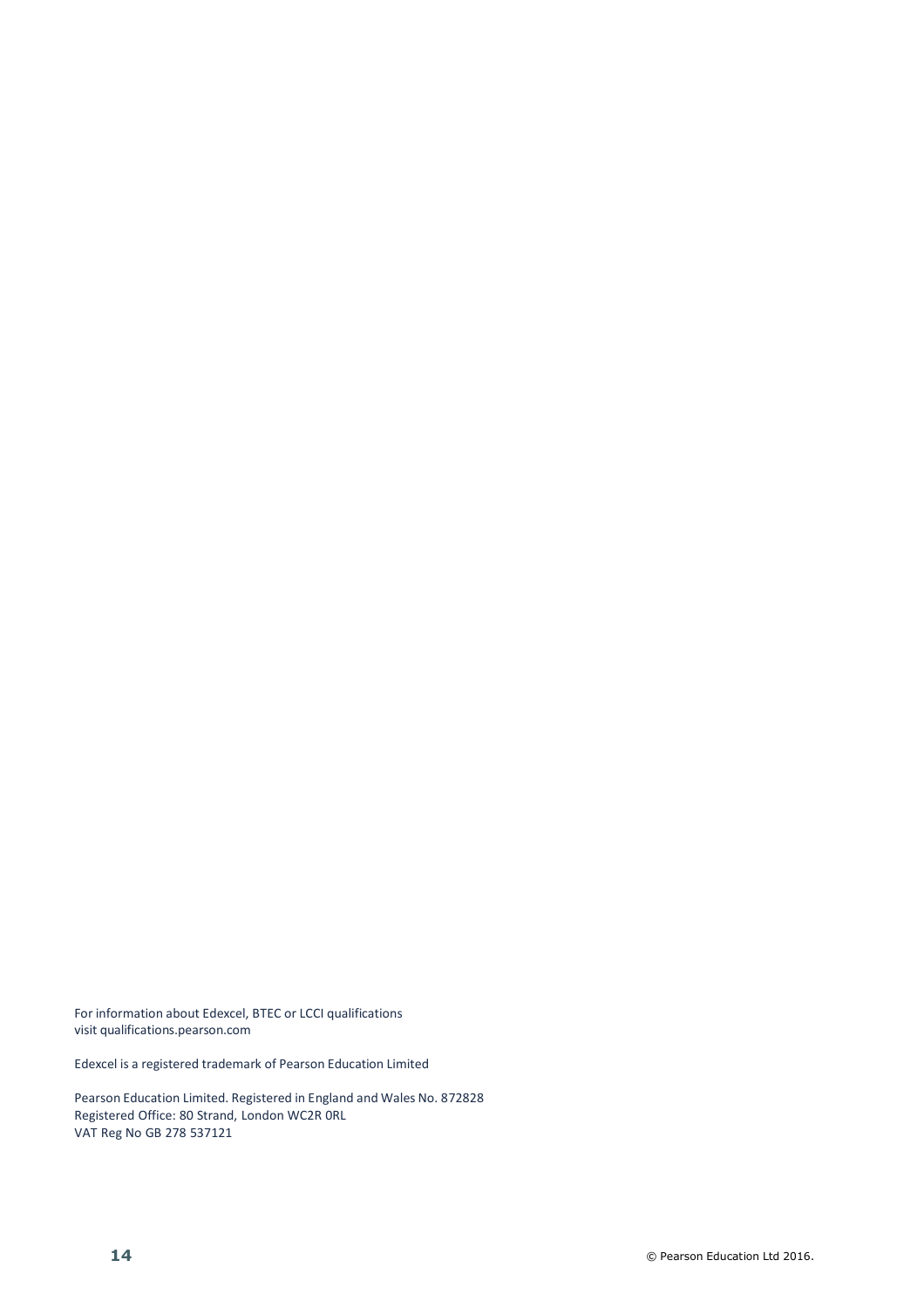For information about Edexcel, BTEC or LCCI qualifications
visit qualifications.pearson.com

Edexcel is a registered trademark of Pearson Education Limited

Pearson Education Limited. Registered in England and Wales No. 872828
Registered Office: 80 Strand, London WC2R 0RL
VAT Reg No GB 278 537121

© Pearson Education Ltd 2016.